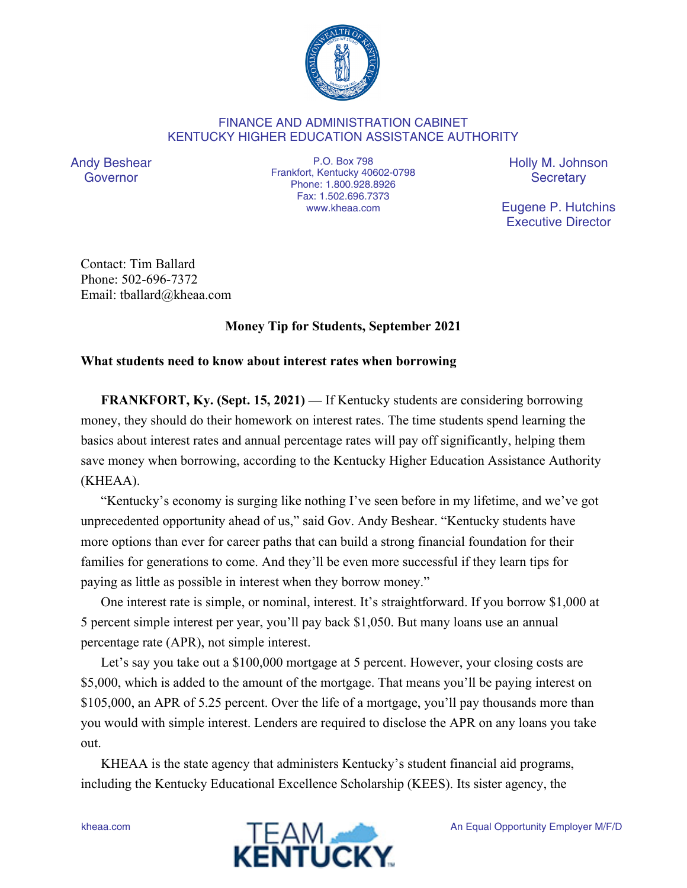FINANCE AND ADMINISTRATION CABINET
KENTUCKY HIGHER EDUCATION ASSISTANCE AUTHORITY

Andy Beshear
Governor

P.O. Box 798
Frankfort, Kentucky 40602-0798
Phone: 1.800.928.8926
Fax: 1.502.696.7373
www.kheaa.com

Holly M. Johnson
Secretary

Eugene P. Hutchins
Executive Director

Contact: Tim Ballard
Phone: 502-696-7372
Email: tballard@kheaa.com

**Money Tip for Students, September 2021**

**What students need to know about interest rates when borrowing**

**FRANKFORT, Ky. (Sept. 15, 2021) —** If Kentucky students are considering borrowing money, they should do their homework on interest rates. The time students spend learning the basics about interest rates and annual percentage rates will pay off significantly, helping them save money when borrowing, according to the Kentucky Higher Education Assistance Authority (KHEAA).

"Kentucky's economy is surging like nothing I've seen before in my lifetime, and we've got unprecedented opportunity ahead of us," said Gov. Andy Beshear. "Kentucky students have more options than ever for career paths that can build a strong financial foundation for their families for generations to come. And they'll be even more successful if they learn tips for paying as little as possible in interest when they borrow money."

One interest rate is simple, or nominal, interest. It's straightforward. If you borrow $1,000 at 5 percent simple interest per year, you'll pay back $1,050. But many loans use an annual percentage rate (APR), not simple interest.

Let's say you take out a $100,000 mortgage at 5 percent. However, your closing costs are $5,000, which is added to the amount of the mortgage. That means you'll be paying interest on $105,000, an APR of 5.25 percent. Over the life of a mortgage, you'll pay thousands more than you would with simple interest. Lenders are required to disclose the APR on any loans you take out.

KHEAA is the state agency that administers Kentucky's student financial aid programs, including the Kentucky Educational Excellence Scholarship (KEES). Its sister agency, the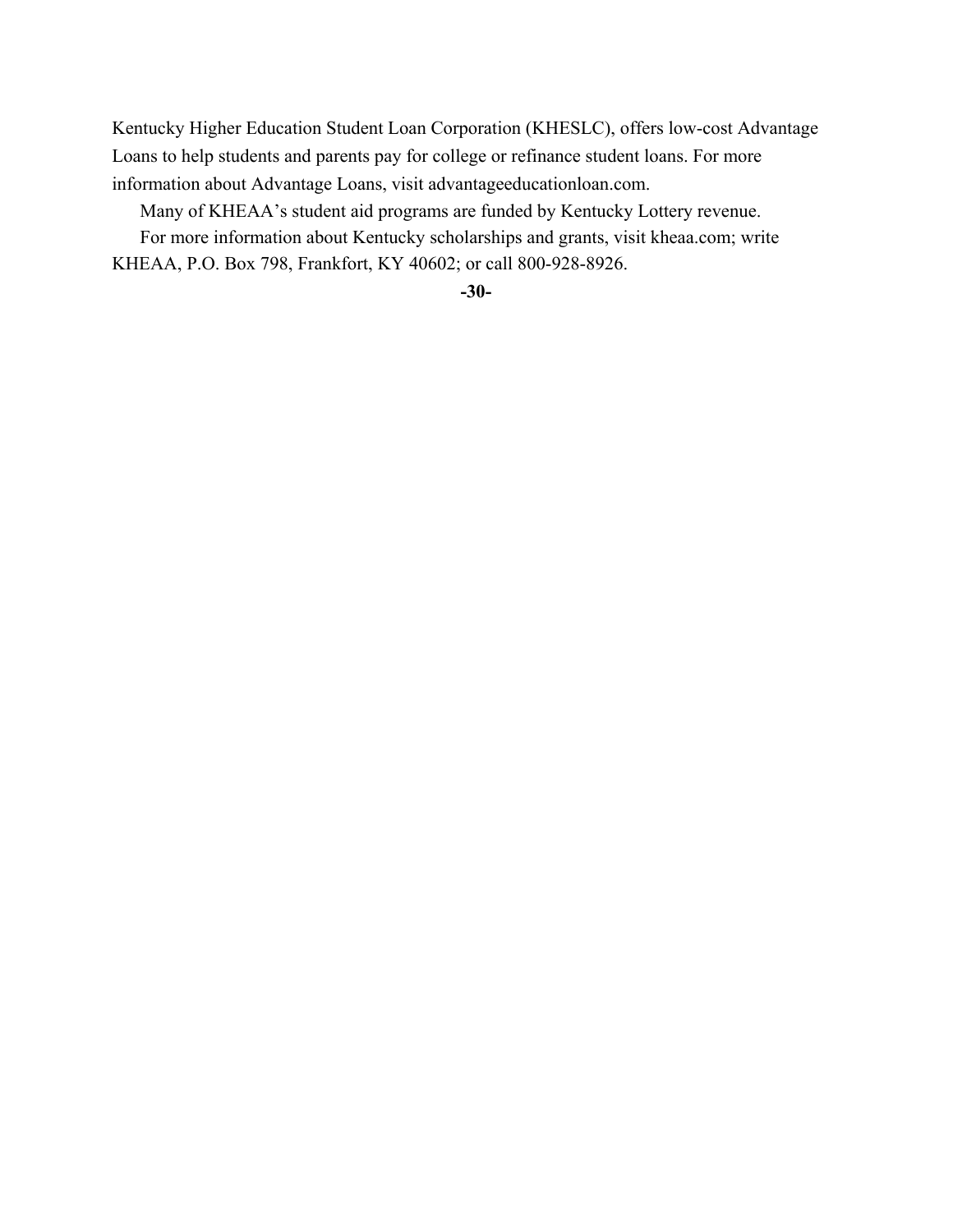Kentucky Higher Education Student Loan Corporation (KHESLC), offers low-cost Advantage Loans to help students and parents pay for college or refinance student loans. For more information about Advantage Loans, visit advantageeducationloan.com.

Many of KHEAA's student aid programs are funded by Kentucky Lottery revenue.

For more information about Kentucky scholarships and grants, visit kheaa.com; write KHEAA, P.O. Box 798, Frankfort, KY 40602; or call 800-928-8926.

**-30-**